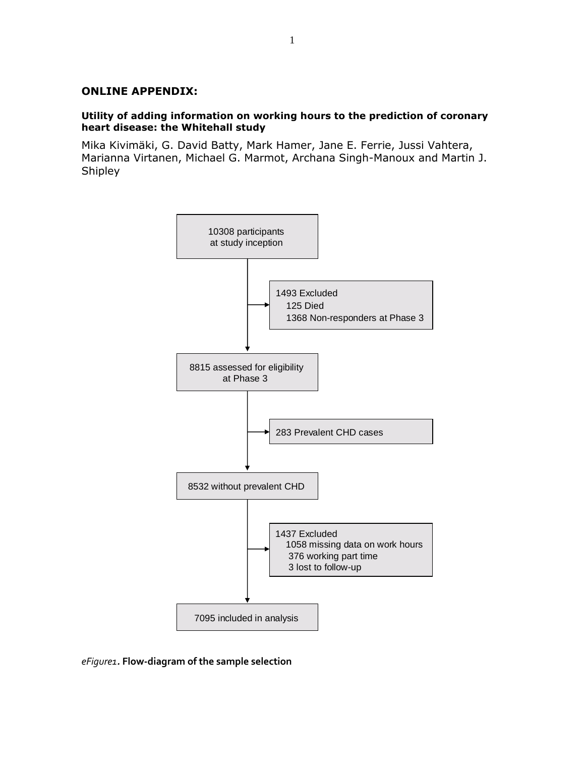# ONLINE APPENDIX:

### Utility of adding information on working hours to the prediction of coronary heart disease: the Whitehall study

Mika Kivimäki, G. David Batty, Mark Hamer, Jane E. Ferrie, Jussi Vahtera, Marianna Virtanen, Michael G. Marmot, Archana Singh-Manoux and Martin J. Shipley

10308 participants at study inception

→ 1493 Excluded
- 125 Died
- 1368 Non-responders at Phase 3

8815 assessed for eligibility at Phase 3

→ 283 Prevalent CHD cases

8532 without prevalent CHD

→ 1437 Excluded
- 1058 missing data on work hours
- 376 working part time
- 3 lost to follow-up

7095 included in analysis

*eFigure1*. **Flow-diagram of the sample selection**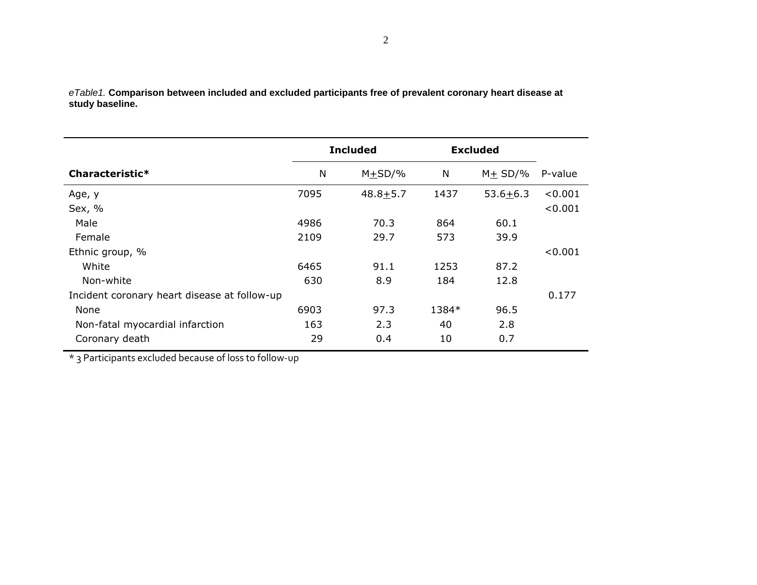*eTable1.* **Comparison between included and excluded participants free of prevalent coronary heart disease at study baseline.**

| | Included | | Excluded | | |
|---|---|---|---|---|---|
| **Characteristic*** | N | M±SD/% | N | M± SD/% | P-value |
| Age, y | 7095 | 48.8±5.7 | 1437 | 53.6±6.3 | <0.001 |
| Sex, % | | | | | <0.001 |
| Male | 4986 | 70.3 | 864 | 60.1 | |
| Female | 2109 | 29.7 | 573 | 39.9 | |
| Ethnic group, % | | | | | <0.001 |
| White | 6465 | 91.1 | 1253 | 87.2 | |
| Non-white | 630 | 8.9 | 184 | 12.8 | |
| Incident coronary heart disease at follow-up | | | | | 0.177 |
| None | 6903 | 97.3 | 1384* | 96.5 | |
| Non-fatal myocardial infarction | 163 | 2.3 | 40 | 2.8 | |
| Coronary death | 29 | 0.4 | 10 | 0.7 | |

* 3 Participants excluded because of loss to follow-up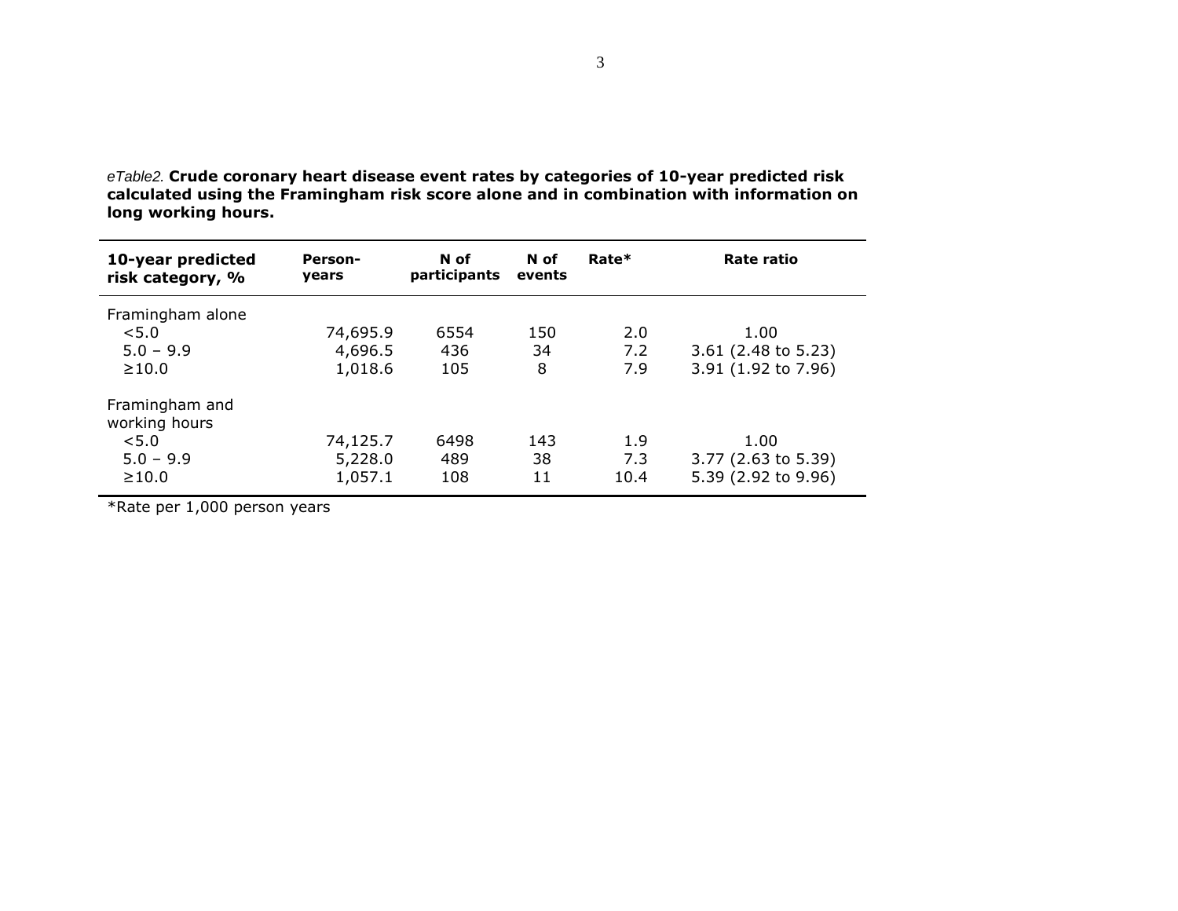*eTable2.* **Crude coronary heart disease event rates by categories of 10-year predicted risk calculated using the Framingham risk score alone and in combination with information on long working hours.**

| 10-year predicted risk category, % | Person-years | N of participants | N of events | Rate* | Rate ratio |
|---|---|---|---|---|---|
| Framingham alone | | | | | |
| <5.0 | 74,695.9 | 6554 | 150 | 2.0 | 1.00 |
| 5.0 – 9.9 | 4,696.5 | 436 | 34 | 7.2 | 3.61 (2.48 to 5.23) |
| ≥10.0 | 1,018.6 | 105 | 8 | 7.9 | 3.91 (1.92 to 7.96) |
| Framingham and working hours | | | | | |
| <5.0 | 74,125.7 | 6498 | 143 | 1.9 | 1.00 |
| 5.0 – 9.9 | 5,228.0 | 489 | 38 | 7.3 | 3.77 (2.63 to 5.39) |
| ≥10.0 | 1,057.1 | 108 | 11 | 10.4 | 5.39 (2.92 to 9.96) |

*Rate per 1,000 person years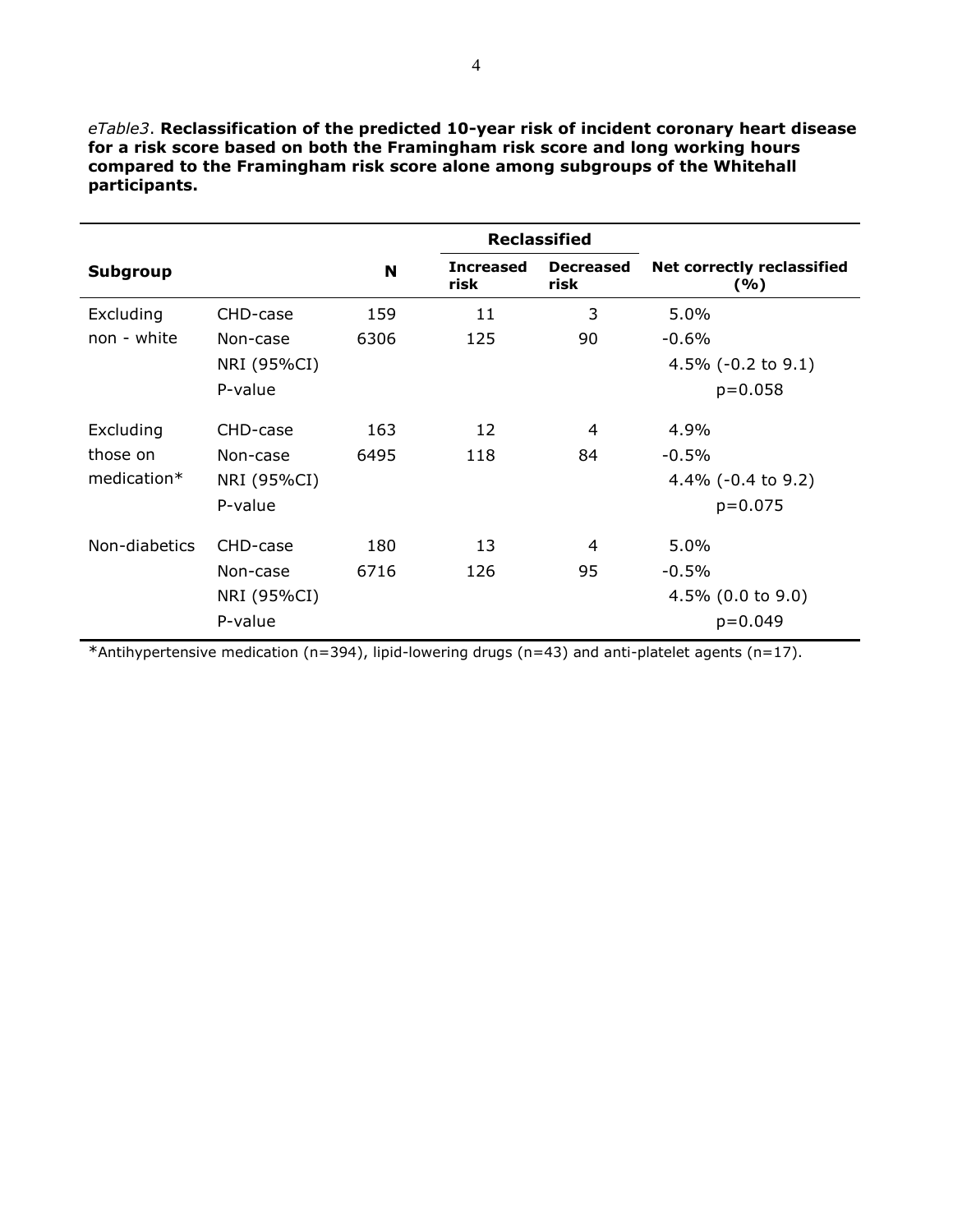*eTable3*. **Reclassification of the predicted 10-year risk of incident coronary heart disease for a risk score based on both the Framingham risk score and long working hours compared to the Framingham risk score alone among subgroups of the Whitehall participants.**

| Subgroup | | N | Reclassified | | Net correctly reclassified (%) |
|---|---|---|---|---|---|
| | | | Increased risk | Decreased risk | |
| Excluding non - white | CHD-case | 159 | 11 | 3 | 5.0% |
| | Non-case | 6306 | 125 | 90 | -0.6% |
| | NRI (95%CI) | | | | 4.5% (-0.2 to 9.1) |
| | P-value | | | | p=0.058 |
| Excluding those on medication* | CHD-case | 163 | 12 | 4 | 4.9% |
| | Non-case | 6495 | 118 | 84 | -0.5% |
| | NRI (95%CI) | | | | 4.4% (-0.4 to 9.2) |
| | P-value | | | | p=0.075 |
| Non-diabetics | CHD-case | 180 | 13 | 4 | 5.0% |
| | Non-case | 6716 | 126 | 95 | -0.5% |
| | NRI (95%CI) | | | | 4.5% (0.0 to 9.0) |
| | P-value | | | | p=0.049 |

*Antihypertensive medication (n=394), lipid-lowering drugs (n=43) and anti-platelet agents (n=17).